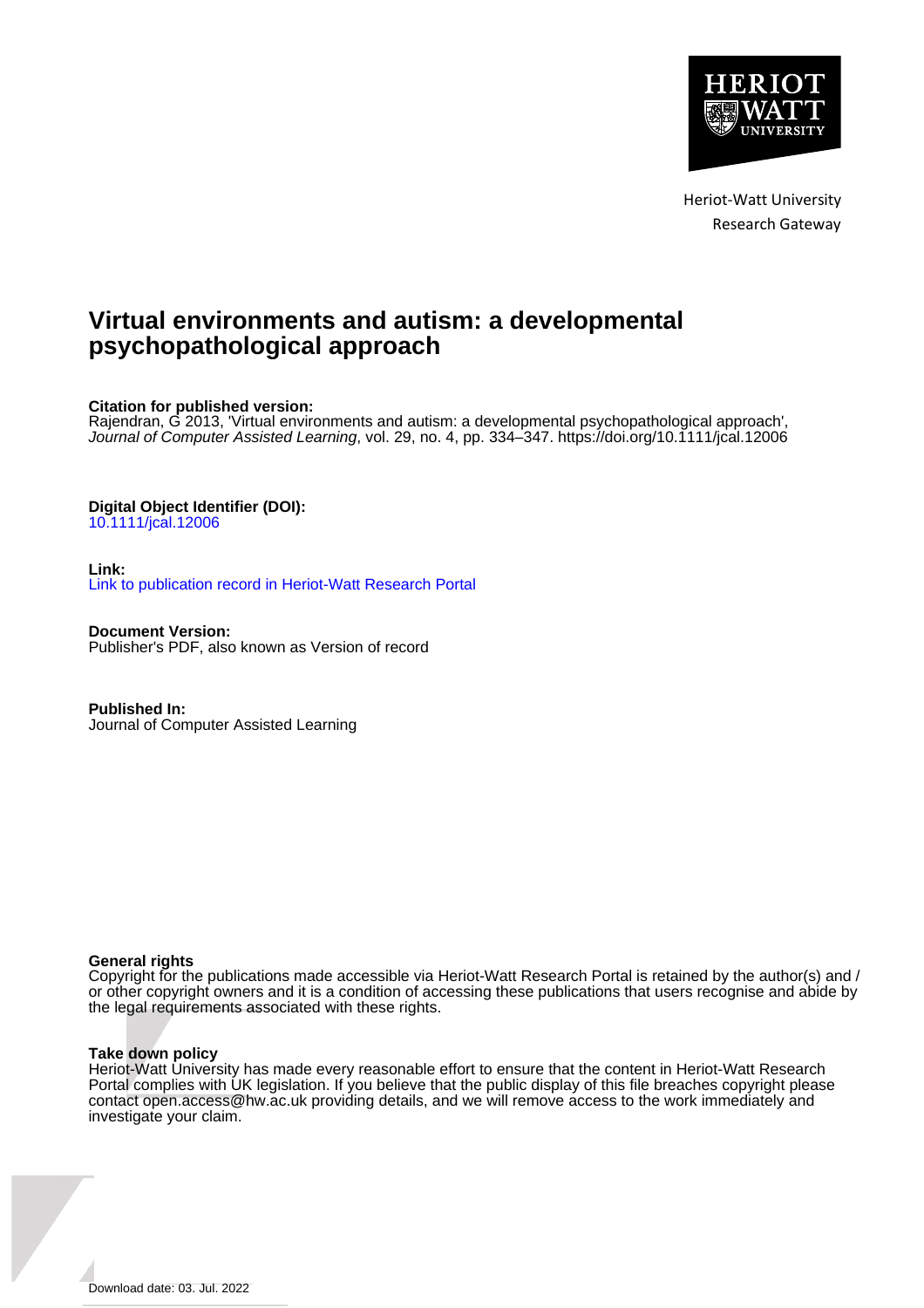Heriot-Watt University
Research Gateway

# Virtual environments and autism: a developmental psychopathological approach

**Citation for published version:**
Rajendran, G 2013, 'Virtual environments and autism: a developmental psychopathological approach', *Journal of Computer Assisted Learning*, vol. 29, no. 4, pp. 334–347. https://doi.org/10.1111/jcal.12006

**Digital Object Identifier (DOI):**
10.1111/jcal.12006

**Link:**
Link to publication record in Heriot-Watt Research Portal

**Document Version:**
Publisher's PDF, also known as Version of record

**Published In:**
Journal of Computer Assisted Learning

**General rights**
Copyright for the publications made accessible via Heriot-Watt Research Portal is retained by the author(s) and / or other copyright owners and it is a condition of accessing these publications that users recognise and abide by the legal requirements associated with these rights.

**Take down policy**
Heriot-Watt University has made every reasonable effort to ensure that the content in Heriot-Watt Research Portal complies with UK legislation. If you believe that the public display of this file breaches copyright please contact open.access@hw.ac.uk providing details, and we will remove access to the work immediately and investigate your claim.

Download date: 03. Jul. 2022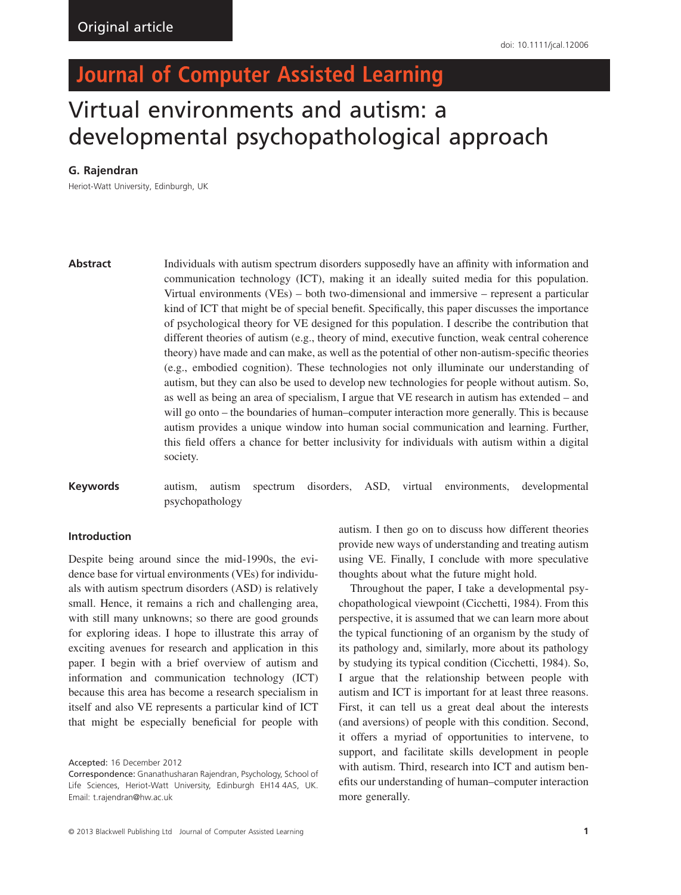Original article

doi: 10.1111/jcal.12006

# Virtual environments and autism: a developmental psychopathological approach

**G. Rajendran**

Heriot-Watt University, Edinburgh, UK

**Abstract**

Individuals with autism spectrum disorders supposedly have an affinity with information and communication technology (ICT), making it an ideally suited media for this population. Virtual environments (VEs) – both two-dimensional and immersive – represent a particular kind of ICT that might be of special benefit. Specifically, this paper discusses the importance of psychological theory for VE designed for this population. I describe the contribution that different theories of autism (e.g., theory of mind, executive function, weak central coherence theory) have made and can make, as well as the potential of other non-autism-specific theories (e.g., embodied cognition). These technologies not only illuminate our understanding of autism, but they can also be used to develop new technologies for people without autism. So, as well as being an area of specialism, I argue that VE research in autism has extended – and will go onto – the boundaries of human–computer interaction more generally. This is because autism provides a unique window into human social communication and learning. Further, this field offers a chance for better inclusivity for individuals with autism within a digital society.

**Keywords**

autism, autism spectrum disorders, ASD, virtual environments, developmental psychopathology

## Introduction

Despite being around since the mid-1990s, the evidence base for virtual environments (VEs) for individuals with autism spectrum disorders (ASD) is relatively small. Hence, it remains a rich and challenging area, with still many unknowns; so there are good grounds for exploring ideas. I hope to illustrate this array of exciting avenues for research and application in this paper. I begin with a brief overview of autism and information and communication technology (ICT) because this area has become a research specialism in itself and also VE represents a particular kind of ICT that might be especially beneficial for people with autism. I then go on to discuss how different theories provide new ways of understanding and treating autism using VE. Finally, I conclude with more speculative thoughts about what the future might hold.

Throughout the paper, I take a developmental psychopathological viewpoint (Cicchetti, 1984). From this perspective, it is assumed that we can learn more about the typical functioning of an organism by the study of its pathology and, similarly, more about its pathology by studying its typical condition (Cicchetti, 1984). So, I argue that the relationship between people with autism and ICT is important for at least three reasons. First, it can tell us a great deal about the interests (and aversions) of people with this condition. Second, it offers a myriad of opportunities to intervene, to support, and facilitate skills development in people with autism. Third, research into ICT and autism benefits our understanding of human–computer interaction more generally.

Accepted: 16 December 2012
Correspondence: Gnanathusharan Rajendran, Psychology, School of Life Sciences, Heriot-Watt University, Edinburgh EH14 4AS, UK. Email: t.rajendran@hw.ac.uk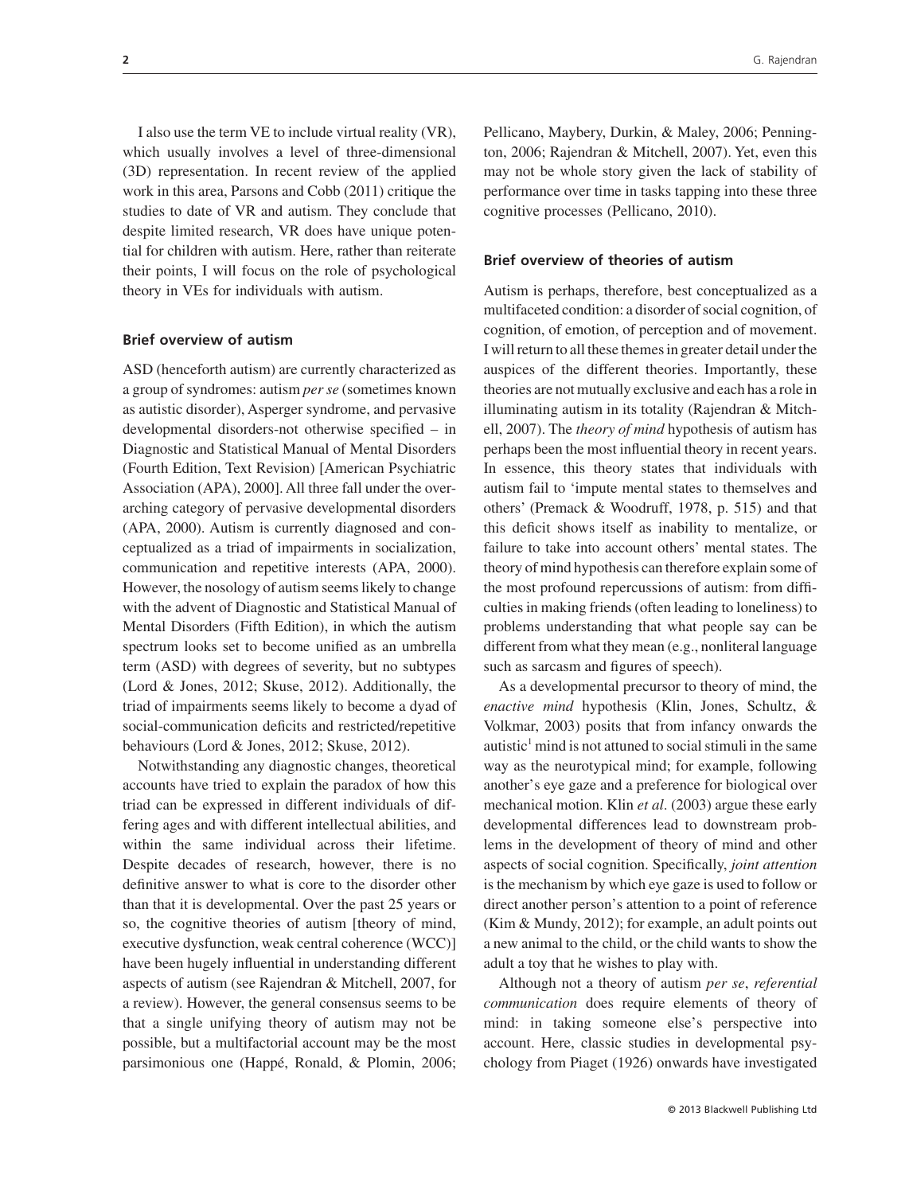I also use the term VE to include virtual reality (VR), which usually involves a level of three-dimensional (3D) representation. In recent review of the applied work in this area, Parsons and Cobb (2011) critique the studies to date of VR and autism. They conclude that despite limited research, VR does have unique potential for children with autism. Here, rather than reiterate their points, I will focus on the role of psychological theory in VEs for individuals with autism.

### Brief overview of autism

ASD (henceforth autism) are currently characterized as a group of syndromes: autism *per se* (sometimes known as autistic disorder), Asperger syndrome, and pervasive developmental disorders-not otherwise specified – in Diagnostic and Statistical Manual of Mental Disorders (Fourth Edition, Text Revision) [American Psychiatric Association (APA), 2000]. All three fall under the overarching category of pervasive developmental disorders (APA, 2000). Autism is currently diagnosed and conceptualized as a triad of impairments in socialization, communication and repetitive interests (APA, 2000). However, the nosology of autism seems likely to change with the advent of Diagnostic and Statistical Manual of Mental Disorders (Fifth Edition), in which the autism spectrum looks set to become unified as an umbrella term (ASD) with degrees of severity, but no subtypes (Lord & Jones, 2012; Skuse, 2012). Additionally, the triad of impairments seems likely to become a dyad of social-communication deficits and restricted/repetitive behaviours (Lord & Jones, 2012; Skuse, 2012).

Notwithstanding any diagnostic changes, theoretical accounts have tried to explain the paradox of how this triad can be expressed in different individuals of differing ages and with different intellectual abilities, and within the same individual across their lifetime. Despite decades of research, however, there is no definitive answer to what is core to the disorder other than that it is developmental. Over the past 25 years or so, the cognitive theories of autism [theory of mind, executive dysfunction, weak central coherence (WCC)] have been hugely influential in understanding different aspects of autism (see Rajendran & Mitchell, 2007, for a review). However, the general consensus seems to be that a single unifying theory of autism may not be possible, but a multifactorial account may be the most parsimonious one (Happé, Ronald, & Plomin, 2006; Pellicano, Maybery, Durkin, & Maley, 2006; Pennington, 2006; Rajendran & Mitchell, 2007). Yet, even this may not be whole story given the lack of stability of performance over time in tasks tapping into these three cognitive processes (Pellicano, 2010).

### Brief overview of theories of autism

Autism is perhaps, therefore, best conceptualized as a multifaceted condition: a disorder of social cognition, of cognition, of emotion, of perception and of movement. I will return to all these themes in greater detail under the auspices of the different theories. Importantly, these theories are not mutually exclusive and each has a role in illuminating autism in its totality (Rajendran & Mitchell, 2007). The *theory of mind* hypothesis of autism has perhaps been the most influential theory in recent years. In essence, this theory states that individuals with autism fail to 'impute mental states to themselves and others' (Premack & Woodruff, 1978, p. 515) and that this deficit shows itself as inability to mentalize, or failure to take into account others' mental states. The theory of mind hypothesis can therefore explain some of the most profound repercussions of autism: from difficulties in making friends (often leading to loneliness) to problems understanding that what people say can be different from what they mean (e.g., nonliteral language such as sarcasm and figures of speech).

As a developmental precursor to theory of mind, the *enactive mind* hypothesis (Klin, Jones, Schultz, & Volkmar, 2003) posits that from infancy onwards the autistic[1] mind is not attuned to social stimuli in the same way as the neurotypical mind; for example, following another's eye gaze and a preference for biological over mechanical motion. Klin *et al*. (2003) argue these early developmental differences lead to downstream problems in the development of theory of mind and other aspects of social cognition. Specifically, *joint attention* is the mechanism by which eye gaze is used to follow or direct another person's attention to a point of reference (Kim & Mundy, 2012); for example, an adult points out a new animal to the child, or the child wants to show the adult a toy that he wishes to play with.

Although not a theory of autism *per se*, *referential communication* does require elements of theory of mind: in taking someone else's perspective into account. Here, classic studies in developmental psychology from Piaget (1926) onwards have investigated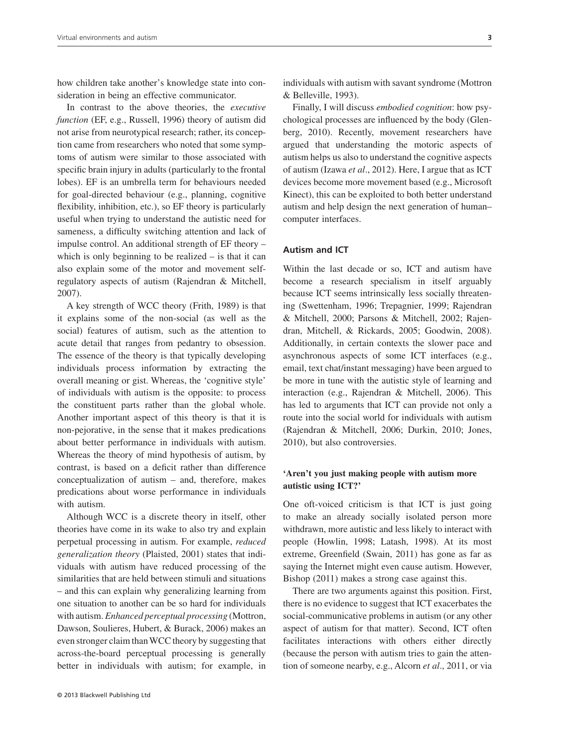how children take another's knowledge state into consideration in being an effective communicator.

In contrast to the above theories, the *executive function* (EF, e.g., Russell, 1996) theory of autism did not arise from neurotypical research; rather, its conception came from researchers who noted that some symptoms of autism were similar to those associated with specific brain injury in adults (particularly to the frontal lobes). EF is an umbrella term for behaviours needed for goal-directed behaviour (e.g., planning, cognitive flexibility, inhibition, etc.), so EF theory is particularly useful when trying to understand the autistic need for sameness, a difficulty switching attention and lack of impulse control. An additional strength of EF theory – which is only beginning to be realized – is that it can also explain some of the motor and movement self-regulatory aspects of autism (Rajendran & Mitchell, 2007).

A key strength of WCC theory (Frith, 1989) is that it explains some of the non-social (as well as the social) features of autism, such as the attention to acute detail that ranges from pedantry to obsession. The essence of the theory is that typically developing individuals process information by extracting the overall meaning or gist. Whereas, the 'cognitive style' of individuals with autism is the opposite: to process the constituent parts rather than the global whole. Another important aspect of this theory is that it is non-pejorative, in the sense that it makes predications about better performance in individuals with autism. Whereas the theory of mind hypothesis of autism, by contrast, is based on a deficit rather than difference conceptualization of autism – and, therefore, makes predications about worse performance in individuals with autism.

Although WCC is a discrete theory in itself, other theories have come in its wake to also try and explain perpetual processing in autism. For example, *reduced generalization theory* (Plaisted, 2001) states that individuals with autism have reduced processing of the similarities that are held between stimuli and situations – and this can explain why generalizing learning from one situation to another can be so hard for individuals with autism. *Enhanced perceptual processing* (Mottron, Dawson, Soulieres, Hubert, & Burack, 2006) makes an even stronger claim than WCC theory by suggesting that across-the-board perceptual processing is generally better in individuals with autism; for example, in individuals with autism with savant syndrome (Mottron & Belleville, 1993).

Finally, I will discuss *embodied cognition*: how psychological processes are influenced by the body (Glenberg, 2010). Recently, movement researchers have argued that understanding the motoric aspects of autism helps us also to understand the cognitive aspects of autism (Izawa *et al*., 2012). Here, I argue that as ICT devices become more movement based (e.g., Microsoft Kinect), this can be exploited to both better understand autism and help design the next generation of human–computer interfaces.

## Autism and ICT

Within the last decade or so, ICT and autism have become a research specialism in itself arguably because ICT seems intrinsically less socially threatening (Swettenham, 1996; Trepagnier, 1999; Rajendran & Mitchell, 2000; Parsons & Mitchell, 2002; Rajendran, Mitchell, & Rickards, 2005; Goodwin, 2008). Additionally, in certain contexts the slower pace and asynchronous aspects of some ICT interfaces (e.g., email, text chat/instant messaging) have been argued to be more in tune with the autistic style of learning and interaction (e.g., Rajendran & Mitchell, 2006). This has led to arguments that ICT can provide not only a route into the social world for individuals with autism (Rajendran & Mitchell, 2006; Durkin, 2010; Jones, 2010), but also controversies.

### 'Aren't you just making people with autism more autistic using ICT?'

One oft-voiced criticism is that ICT is just going to make an already socially isolated person more withdrawn, more autistic and less likely to interact with people (Howlin, 1998; Latash, 1998). At its most extreme, Greenfield (Swain, 2011) has gone as far as saying the Internet might even cause autism. However, Bishop (2011) makes a strong case against this.

There are two arguments against this position. First, there is no evidence to suggest that ICT exacerbates the social-communicative problems in autism (or any other aspect of autism for that matter). Second, ICT often facilitates interactions with others either directly (because the person with autism tries to gain the attention of someone nearby, e.g., Alcorn *et al*., 2011, or via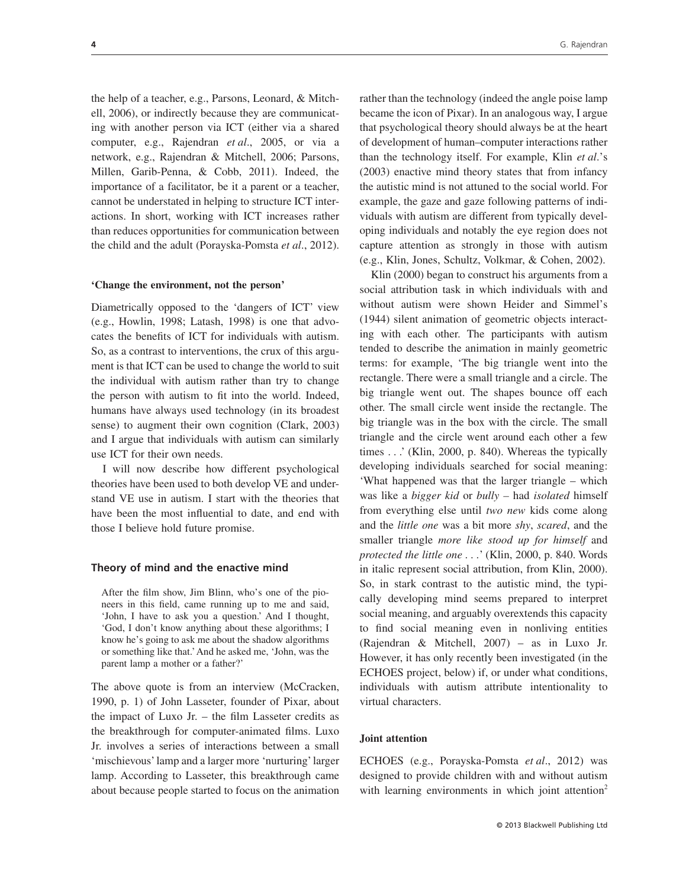the help of a teacher, e.g., Parsons, Leonard, & Mitchell, 2006), or indirectly because they are communicating with another person via ICT (either via a shared computer, e.g., Rajendran *et al*., 2005, or via a network, e.g., Rajendran & Mitchell, 2006; Parsons, Millen, Garib-Penna, & Cobb, 2011). Indeed, the importance of a facilitator, be it a parent or a teacher, cannot be understated in helping to structure ICT interactions. In short, working with ICT increases rather than reduces opportunities for communication between the child and the adult (Porayska-Pomsta *et al*., 2012).

#### 'Change the environment, not the person'

Diametrically opposed to the 'dangers of ICT' view (e.g., Howlin, 1998; Latash, 1998) is one that advocates the benefits of ICT for individuals with autism. So, as a contrast to interventions, the crux of this argument is that ICT can be used to change the world to suit the individual with autism rather than try to change the person with autism to fit into the world. Indeed, humans have always used technology (in its broadest sense) to augment their own cognition (Clark, 2003) and I argue that individuals with autism can similarly use ICT for their own needs.

I will now describe how different psychological theories have been used to both develop VE and understand VE use in autism. I start with the theories that have been the most influential to date, and end with those I believe hold future promise.

### Theory of mind and the enactive mind

> After the film show, Jim Blinn, who's one of the pioneers in this field, came running up to me and said, 'John, I have to ask you a question.' And I thought, 'God, I don't know anything about these algorithms; I know he's going to ask me about the shadow algorithms or something like that.' And he asked me, 'John, was the parent lamp a mother or a father?'

The above quote is from an interview (McCracken, 1990, p. 1) of John Lasseter, founder of Pixar, about the impact of Luxo Jr. – the film Lasseter credits as the breakthrough for computer-animated films. Luxo Jr. involves a series of interactions between a small 'mischievous' lamp and a larger more 'nurturing' larger lamp. According to Lasseter, this breakthrough came about because people started to focus on the animation rather than the technology (indeed the angle poise lamp became the icon of Pixar). In an analogous way, I argue that psychological theory should always be at the heart of development of human–computer interactions rather than the technology itself. For example, Klin *et al*.'s (2003) enactive mind theory states that from infancy the autistic mind is not attuned to the social world. For example, the gaze and gaze following patterns of individuals with autism are different from typically developing individuals and notably the eye region does not capture attention as strongly in those with autism (e.g., Klin, Jones, Schultz, Volkmar, & Cohen, 2002).

Klin (2000) began to construct his arguments from a social attribution task in which individuals with and without autism were shown Heider and Simmel's (1944) silent animation of geometric objects interacting with each other. The participants with autism tended to describe the animation in mainly geometric terms: for example, 'The big triangle went into the rectangle. There were a small triangle and a circle. The big triangle went out. The shapes bounce off each other. The small circle went inside the rectangle. The big triangle was in the box with the circle. The small triangle and the circle went around each other a few times . . .' (Klin, 2000, p. 840). Whereas the typically developing individuals searched for social meaning: 'What happened was that the larger triangle – which was like a *bigger kid* or *bully* – had *isolated* himself from everything else until *two new* kids come along and the *little one* was a bit more *shy*, *scared*, and the smaller triangle *more like stood up for himself* and *protected the little one* . . .' (Klin, 2000, p. 840. Words in italic represent social attribution, from Klin, 2000). So, in stark contrast to the autistic mind, the typically developing mind seems prepared to interpret social meaning, and arguably overextends this capacity to find social meaning even in nonliving entities (Rajendran & Mitchell, 2007) – as in Luxo Jr. However, it has only recently been investigated (in the ECHOES project, below) if, or under what conditions, individuals with autism attribute intentionality to virtual characters.

#### Joint attention

ECHOES (e.g., Porayska-Pomsta *et al*., 2012) was designed to provide children with and without autism with learning environments in which joint attention[2]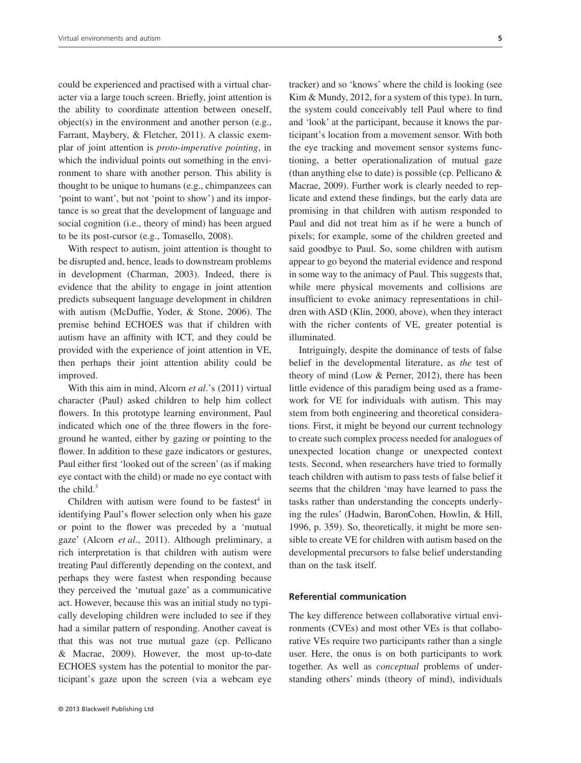could be experienced and practised with a virtual character via a large touch screen. Briefly, joint attention is the ability to coordinate attention between oneself, object(s) in the environment and another person (e.g., Farrant, Maybery, & Fletcher, 2011). A classic exemplar of joint attention is *proto-imperative pointing*, in which the individual points out something in the environment to share with another person. This ability is thought to be unique to humans (e.g., chimpanzees can 'point to want', but not 'point to show') and its importance is so great that the development of language and social cognition (i.e., theory of mind) has been argued to be its post-cursor (e.g., Tomasello, 2008).

With respect to autism, joint attention is thought to be disrupted and, hence, leads to downstream problems in development (Charman, 2003). Indeed, there is evidence that the ability to engage in joint attention predicts subsequent language development in children with autism (McDuffie, Yoder, & Stone, 2006). The premise behind ECHOES was that if children with autism have an affinity with ICT, and they could be provided with the experience of joint attention in VE, then perhaps their joint attention ability could be improved.

With this aim in mind, Alcorn *et al*.'s (2011) virtual character (Paul) asked children to help him collect flowers. In this prototype learning environment, Paul indicated which one of the three flowers in the foreground he wanted, either by gazing or pointing to the flower. In addition to these gaze indicators or gestures, Paul either first 'looked out of the screen' (as if making eye contact with the child) or made no eye contact with the child.[3]

Children with autism were found to be fastest[4] in identifying Paul's flower selection only when his gaze or point to the flower was preceded by a 'mutual gaze' (Alcorn *et al*., 2011). Although preliminary, a rich interpretation is that children with autism were treating Paul differently depending on the context, and perhaps they were fastest when responding because they perceived the 'mutual gaze' as a communicative act. However, because this was an initial study no typically developing children were included to see if they had a similar pattern of responding. Another caveat is that this was not true mutual gaze (cp. Pellicano & Macrae, 2009). However, the most up-to-date ECHOES system has the potential to monitor the participant's gaze upon the screen (via a webcam eye tracker) and so 'knows' where the child is looking (see Kim & Mundy, 2012, for a system of this type). In turn, the system could conceivably tell Paul where to find and 'look' at the participant, because it knows the participant's location from a movement sensor. With both the eye tracking and movement sensor systems functioning, a better operationalization of mutual gaze (than anything else to date) is possible (cp. Pellicano & Macrae, 2009). Further work is clearly needed to replicate and extend these findings, but the early data are promising in that children with autism responded to Paul and did not treat him as if he were a bunch of pixels; for example, some of the children greeted and said goodbye to Paul. So, some children with autism appear to go beyond the material evidence and respond in some way to the animacy of Paul. This suggests that, while mere physical movements and collisions are insufficient to evoke animacy representations in children with ASD (Klin, 2000, above), when they interact with the richer contents of VE, greater potential is illuminated.

Intriguingly, despite the dominance of tests of false belief in the developmental literature, as *the* test of theory of mind (Low & Perner, 2012), there has been little evidence of this paradigm being used as a framework for VE for individuals with autism. This may stem from both engineering and theoretical considerations. First, it might be beyond our current technology to create such complex process needed for analogues of unexpected location change or unexpected context tests. Second, when researchers have tried to formally teach children with autism to pass tests of false belief it seems that the children 'may have learned to pass the tasks rather than understanding the concepts underlying the rules' (Hadwin, BaronCohen, Howlin, & Hill, 1996, p. 359). So, theoretically, it might be more sensible to create VE for children with autism based on the developmental precursors to false belief understanding than on the task itself.

### Referential communication

The key difference between collaborative virtual environments (CVEs) and most other VEs is that collaborative VEs require two participants rather than a single user. Here, the onus is on both participants to work together. As well as *conceptual* problems of understanding others' minds (theory of mind), individuals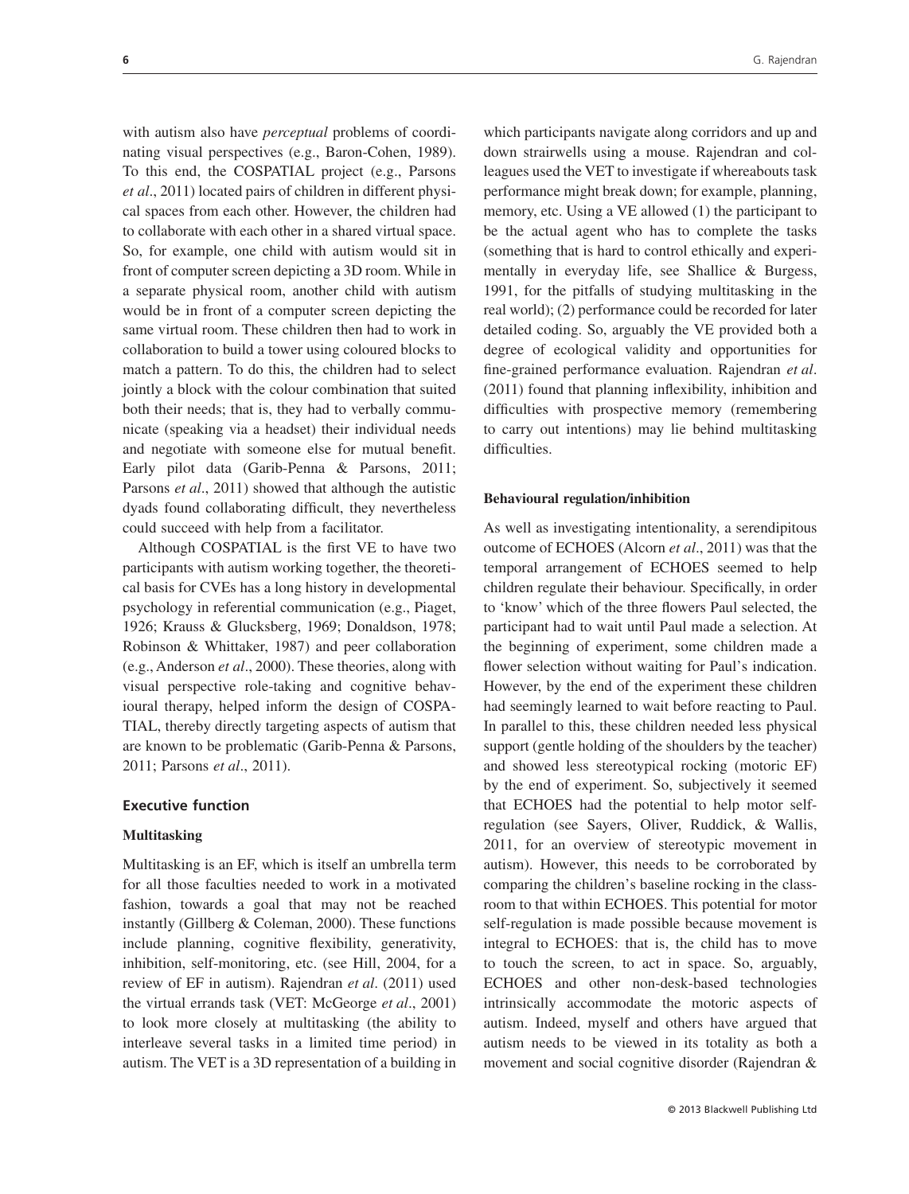with autism also have *perceptual* problems of coordinating visual perspectives (e.g., Baron-Cohen, 1989). To this end, the COSPATIAL project (e.g., Parsons *et al*., 2011) located pairs of children in different physical spaces from each other. However, the children had to collaborate with each other in a shared virtual space. So, for example, one child with autism would sit in front of computer screen depicting a 3D room. While in a separate physical room, another child with autism would be in front of a computer screen depicting the same virtual room. These children then had to work in collaboration to build a tower using coloured blocks to match a pattern. To do this, the children had to select jointly a block with the colour combination that suited both their needs; that is, they had to verbally communicate (speaking via a headset) their individual needs and negotiate with someone else for mutual benefit. Early pilot data (Garib-Penna & Parsons, 2011; Parsons *et al*., 2011) showed that although the autistic dyads found collaborating difficult, they nevertheless could succeed with help from a facilitator.

Although COSPATIAL is the first VE to have two participants with autism working together, the theoretical basis for CVEs has a long history in developmental psychology in referential communication (e.g., Piaget, 1926; Krauss & Glucksberg, 1969; Donaldson, 1978; Robinson & Whittaker, 1987) and peer collaboration (e.g., Anderson *et al*., 2000). These theories, along with visual perspective role-taking and cognitive behavioural therapy, helped inform the design of COSPATIAL, thereby directly targeting aspects of autism that are known to be problematic (Garib-Penna & Parsons, 2011; Parsons *et al*., 2011).

## Executive function

### Multitasking

Multitasking is an EF, which is itself an umbrella term for all those faculties needed to work in a motivated fashion, towards a goal that may not be reached instantly (Gillberg & Coleman, 2000). These functions include planning, cognitive flexibility, generativity, inhibition, self-monitoring, etc. (see Hill, 2004, for a review of EF in autism). Rajendran *et al*. (2011) used the virtual errands task (VET: McGeorge *et al*., 2001) to look more closely at multitasking (the ability to interleave several tasks in a limited time period) in autism. The VET is a 3D representation of a building in which participants navigate along corridors and up and down stairwells using a mouse. Rajendran and colleagues used the VET to investigate if whereabouts task performance might break down; for example, planning, memory, etc. Using a VE allowed (1) the participant to be the actual agent who has to complete the tasks (something that is hard to control ethically and experimentally in everyday life, see Shallice & Burgess, 1991, for the pitfalls of studying multitasking in the real world); (2) performance could be recorded for later detailed coding. So, arguably the VE provided both a degree of ecological validity and opportunities for fine-grained performance evaluation. Rajendran *et al*. (2011) found that planning inflexibility, inhibition and difficulties with prospective memory (remembering to carry out intentions) may lie behind multitasking difficulties.

### Behavioural regulation/inhibition

As well as investigating intentionality, a serendipitous outcome of ECHOES (Alcorn *et al*., 2011) was that the temporal arrangement of ECHOES seemed to help children regulate their behaviour. Specifically, in order to 'know' which of the three flowers Paul selected, the participant had to wait until Paul made a selection. At the beginning of experiment, some children made a flower selection without waiting for Paul's indication. However, by the end of the experiment these children had seemingly learned to wait before reacting to Paul. In parallel to this, these children needed less physical support (gentle holding of the shoulders by the teacher) and showed less stereotypical rocking (motoric EF) by the end of experiment. So, subjectively it seemed that ECHOES had the potential to help motor self-regulation (see Sayers, Oliver, Ruddick, & Wallis, 2011, for an overview of stereotypic movement in autism). However, this needs to be corroborated by comparing the children's baseline rocking in the classroom to that within ECHOES. This potential for motor self-regulation is made possible because movement is integral to ECHOES: that is, the child has to move to touch the screen, to act in space. So, arguably, ECHOES and other non-desk-based technologies intrinsically accommodate the motoric aspects of autism. Indeed, myself and others have argued that autism needs to be viewed in its totality as both a movement and social cognitive disorder (Rajendran &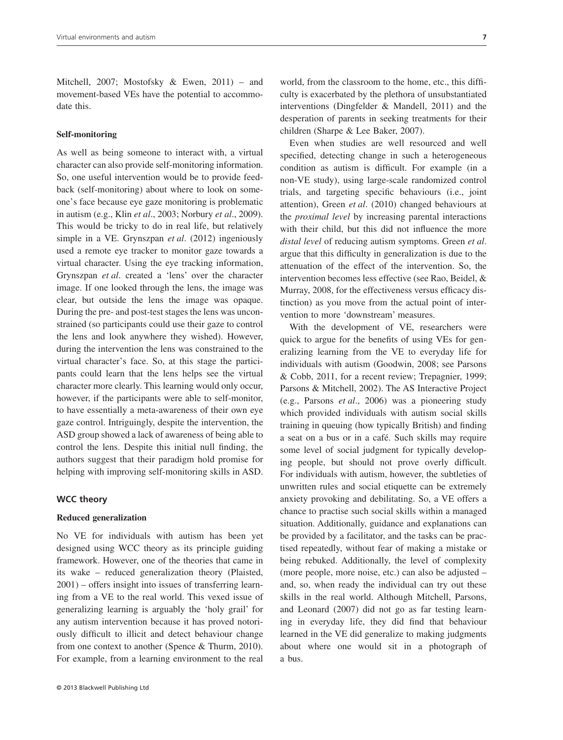Mitchell, 2007; Mostofsky & Ewen, 2011) – and movement-based VEs have the potential to accommodate this.

**Self-monitoring**

As well as being someone to interact with, a virtual character can also provide self-monitoring information. So, one useful intervention would be to provide feedback (self-monitoring) about where to look on someone's face because eye gaze monitoring is problematic in autism (e.g., Klin *et al*., 2003; Norbury *et al*., 2009). This would be tricky to do in real life, but relatively simple in a VE. Grynszpan *et al*. (2012) ingeniously used a remote eye tracker to monitor gaze towards a virtual character. Using the eye tracking information, Grynszpan *et al*. created a 'lens' over the character image. If one looked through the lens, the image was clear, but outside the lens the image was opaque. During the pre- and post-test stages the lens was unconstrained (so participants could use their gaze to control the lens and look anywhere they wished). However, during the intervention the lens was constrained to the virtual character's face. So, at this stage the participants could learn that the lens helps see the virtual character more clearly. This learning would only occur, however, if the participants were able to self-monitor, to have essentially a meta-awareness of their own eye gaze control. Intriguingly, despite the intervention, the ASD group showed a lack of awareness of being able to control the lens. Despite this initial null finding, the authors suggest that their paradigm hold promise for helping with improving self-monitoring skills in ASD.

### WCC theory

**Reduced generalization**

No VE for individuals with autism has been yet designed using WCC theory as its principle guiding framework. However, one of the theories that came in its wake – reduced generalization theory (Plaisted, 2001) – offers insight into issues of transferring learning from a VE to the real world. This vexed issue of generalizing learning is arguably the 'holy grail' for any autism intervention because it has proved notoriously difficult to illicit and detect behaviour change from one context to another (Spence & Thurm, 2010). For example, from a learning environment to the real world, from the classroom to the home, etc., this difficulty is exacerbated by the plethora of unsubstantiated interventions (Dingfelder & Mandell, 2011) and the desperation of parents in seeking treatments for their children (Sharpe & Lee Baker, 2007).

Even when studies are well resourced and well specified, detecting change in such a heterogeneous condition as autism is difficult. For example (in a non-VE study), using large-scale randomized control trials, and targeting specific behaviours (i.e., joint attention), Green *et al*. (2010) changed behaviours at the *proximal level* by increasing parental interactions with their child, but this did not influence the more *distal level* of reducing autism symptoms. Green *et al*. argue that this difficulty in generalization is due to the attenuation of the effect of the intervention. So, the intervention becomes less effective (see Rao, Beidel, & Murray, 2008, for the effectiveness versus efficacy distinction) as you move from the actual point of intervention to more 'downstream' measures.

With the development of VE, researchers were quick to argue for the benefits of using VEs for generalizing learning from the VE to everyday life for individuals with autism (Goodwin, 2008; see Parsons & Cobb, 2011, for a recent review; Trepagnier, 1999; Parsons & Mitchell, 2002). The AS Interactive Project (e.g., Parsons *et al*., 2006) was a pioneering study which provided individuals with autism social skills training in queuing (how typically British) and finding a seat on a bus or in a café. Such skills may require some level of social judgment for typically developing people, but should not prove overly difficult. For individuals with autism, however, the subtleties of unwritten rules and social etiquette can be extremely anxiety provoking and debilitating. So, a VE offers a chance to practise such social skills within a managed situation. Additionally, guidance and explanations can be provided by a facilitator, and the tasks can be practised repeatedly, without fear of making a mistake or being rebuked. Additionally, the level of complexity (more people, more noise, etc.) can also be adjusted – and, so, when ready the individual can try out these skills in the real world. Although Mitchell, Parsons, and Leonard (2007) did not go as far testing learning in everyday life, they did find that behaviour learned in the VE did generalize to making judgments about where one would sit in a photograph of a bus.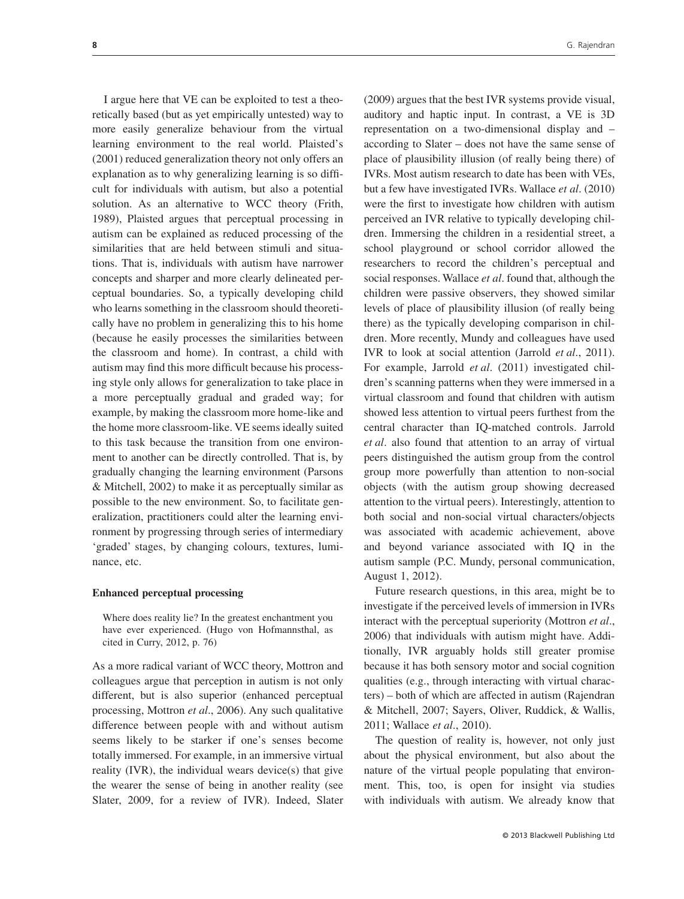I argue here that VE can be exploited to test a theoretically based (but as yet empirically untested) way to more easily generalize behaviour from the virtual learning environment to the real world. Plaisted's (2001) reduced generalization theory not only offers an explanation as to why generalizing learning is so difficult for individuals with autism, but also a potential solution. As an alternative to WCC theory (Frith, 1989), Plaisted argues that perceptual processing in autism can be explained as reduced processing of the similarities that are held between stimuli and situations. That is, individuals with autism have narrower concepts and sharper and more clearly delineated perceptual boundaries. So, a typically developing child who learns something in the classroom should theoretically have no problem in generalizing this to his home (because he easily processes the similarities between the classroom and home). In contrast, a child with autism may find this more difficult because his processing style only allows for generalization to take place in a more perceptually gradual and graded way; for example, by making the classroom more home-like and the home more classroom-like. VE seems ideally suited to this task because the transition from one environment to another can be directly controlled. That is, by gradually changing the learning environment (Parsons & Mitchell, 2002) to make it as perceptually similar as possible to the new environment. So, to facilitate generalization, practitioners could alter the learning environment by progressing through series of intermediary 'graded' stages, by changing colours, textures, luminance, etc.

### Enhanced perceptual processing

> Where does reality lie? In the greatest enchantment you have ever experienced. (Hugo von Hofmannsthal, as cited in Curry, 2012, p. 76)

As a more radical variant of WCC theory, Mottron and colleagues argue that perception in autism is not only different, but is also superior (enhanced perceptual processing, Mottron *et al*., 2006). Any such qualitative difference between people with and without autism seems likely to be starker if one's senses become totally immersed. For example, in an immersive virtual reality (IVR), the individual wears device(s) that give the wearer the sense of being in another reality (see Slater, 2009, for a review of IVR). Indeed, Slater (2009) argues that the best IVR systems provide visual, auditory and haptic input. In contrast, a VE is 3D representation on a two-dimensional display and – according to Slater – does not have the same sense of place of plausibility illusion (of really being there) of IVRs. Most autism research to date has been with VEs, but a few have investigated IVRs. Wallace *et al*. (2010) were the first to investigate how children with autism perceived an IVR relative to typically developing children. Immersing the children in a residential street, a school playground or school corridor allowed the researchers to record the children's perceptual and social responses. Wallace *et al*. found that, although the children were passive observers, they showed similar levels of place of plausibility illusion (of really being there) as the typically developing comparison in children. More recently, Mundy and colleagues have used IVR to look at social attention (Jarrold *et al*., 2011). For example, Jarrold *et al*. (2011) investigated children's scanning patterns when they were immersed in a virtual classroom and found that children with autism showed less attention to virtual peers furthest from the central character than IQ-matched controls. Jarrold *et al*. also found that attention to an array of virtual peers distinguished the autism group from the control group more powerfully than attention to non-social objects (with the autism group showing decreased attention to the virtual peers). Interestingly, attention to both social and non-social virtual characters/objects was associated with academic achievement, above and beyond variance associated with IQ in the autism sample (P.C. Mundy, personal communication, August 1, 2012).

Future research questions, in this area, might be to investigate if the perceived levels of immersion in IVRs interact with the perceptual superiority (Mottron *et al*., 2006) that individuals with autism might have. Additionally, IVR arguably holds still greater promise because it has both sensory motor and social cognition qualities (e.g., through interacting with virtual characters) – both of which are affected in autism (Rajendran & Mitchell, 2007; Sayers, Oliver, Ruddick, & Wallis, 2011; Wallace *et al*., 2010).

The question of reality is, however, not only just about the physical environment, but also about the nature of the virtual people populating that environment. This, too, is open for insight via studies with individuals with autism. We already know that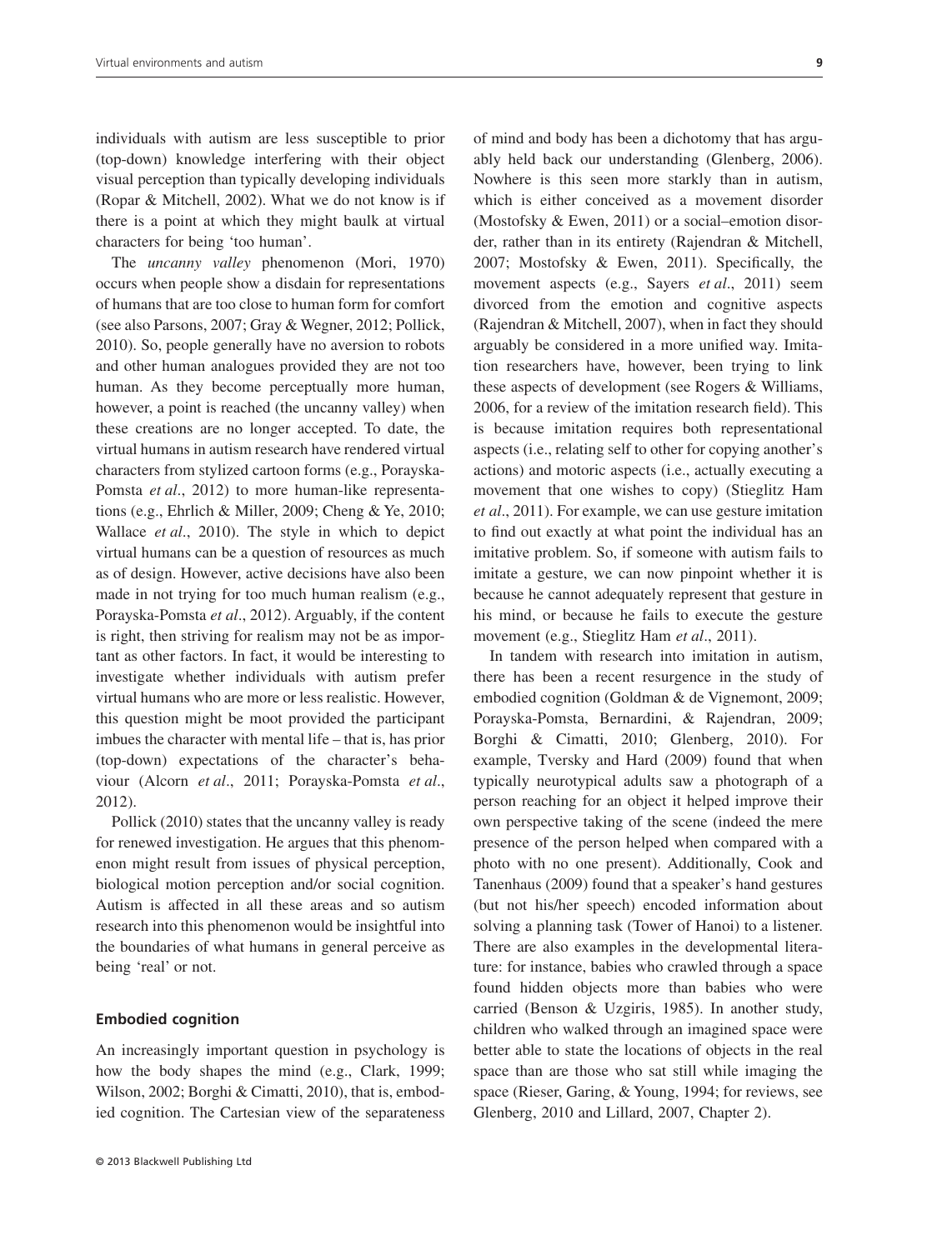individuals with autism are less susceptible to prior (top-down) knowledge interfering with their object visual perception than typically developing individuals (Ropar & Mitchell, 2002). What we do not know is if there is a point at which they might baulk at virtual characters for being 'too human'.

The *uncanny valley* phenomenon (Mori, 1970) occurs when people show a disdain for representations of humans that are too close to human form for comfort (see also Parsons, 2007; Gray & Wegner, 2012; Pollick, 2010). So, people generally have no aversion to robots and other human analogues provided they are not too human. As they become perceptually more human, however, a point is reached (the uncanny valley) when these creations are no longer accepted. To date, the virtual humans in autism research have rendered virtual characters from stylized cartoon forms (e.g., Porayska-Pomsta *et al*., 2012) to more human-like representations (e.g., Ehrlich & Miller, 2009; Cheng & Ye, 2010; Wallace *et al*., 2010). The style in which to depict virtual humans can be a question of resources as much as of design. However, active decisions have also been made in not trying for too much human realism (e.g., Porayska-Pomsta *et al*., 2012). Arguably, if the content is right, then striving for realism may not be as important as other factors. In fact, it would be interesting to investigate whether individuals with autism prefer virtual humans who are more or less realistic. However, this question might be moot provided the participant imbues the character with mental life – that is, has prior (top-down) expectations of the character's behaviour (Alcorn *et al*., 2011; Porayska-Pomsta *et al*., 2012).

Pollick (2010) states that the uncanny valley is ready for renewed investigation. He argues that this phenomenon might result from issues of physical perception, biological motion perception and/or social cognition. Autism is affected in all these areas and so autism research into this phenomenon would be insightful into the boundaries of what humans in general perceive as being 'real' or not.

#### Embodied cognition

An increasingly important question in psychology is how the body shapes the mind (e.g., Clark, 1999; Wilson, 2002; Borghi & Cimatti, 2010), that is, embodied cognition. The Cartesian view of the separateness of mind and body has been a dichotomy that has arguably held back our understanding (Glenberg, 2006). Nowhere is this seen more starkly than in autism, which is either conceived as a movement disorder (Mostofsky & Ewen, 2011) or a social–emotion disorder, rather than in its entirety (Rajendran & Mitchell, 2007; Mostofsky & Ewen, 2011). Specifically, the movement aspects (e.g., Sayers *et al*., 2011) seem divorced from the emotion and cognitive aspects (Rajendran & Mitchell, 2007), when in fact they should arguably be considered in a more unified way. Imitation researchers have, however, been trying to link these aspects of development (see Rogers & Williams, 2006, for a review of the imitation research field). This is because imitation requires both representational aspects (i.e., relating self to other for copying another's actions) and motoric aspects (i.e., actually executing a movement that one wishes to copy) (Stieglitz Ham *et al*., 2011). For example, we can use gesture imitation to find out exactly at what point the individual has an imitative problem. So, if someone with autism fails to imitate a gesture, we can now pinpoint whether it is because he cannot adequately represent that gesture in his mind, or because he fails to execute the gesture movement (e.g., Stieglitz Ham *et al*., 2011).

In tandem with research into imitation in autism, there has been a recent resurgence in the study of embodied cognition (Goldman & de Vignemont, 2009; Porayska-Pomsta, Bernardini, & Rajendran, 2009; Borghi & Cimatti, 2010; Glenberg, 2010). For example, Tversky and Hard (2009) found that when typically neurotypical adults saw a photograph of a person reaching for an object it helped improve their own perspective taking of the scene (indeed the mere presence of the person helped when compared with a photo with no one present). Additionally, Cook and Tanenhaus (2009) found that a speaker's hand gestures (but not his/her speech) encoded information about solving a planning task (Tower of Hanoi) to a listener. There are also examples in the developmental literature: for instance, babies who crawled through a space found hidden objects more than babies who were carried (Benson & Uzgiris, 1985). In another study, children who walked through an imagined space were better able to state the locations of objects in the real space than are those who sat still while imaging the space (Rieser, Garing, & Young, 1994; for reviews, see Glenberg, 2010 and Lillard, 2007, Chapter 2).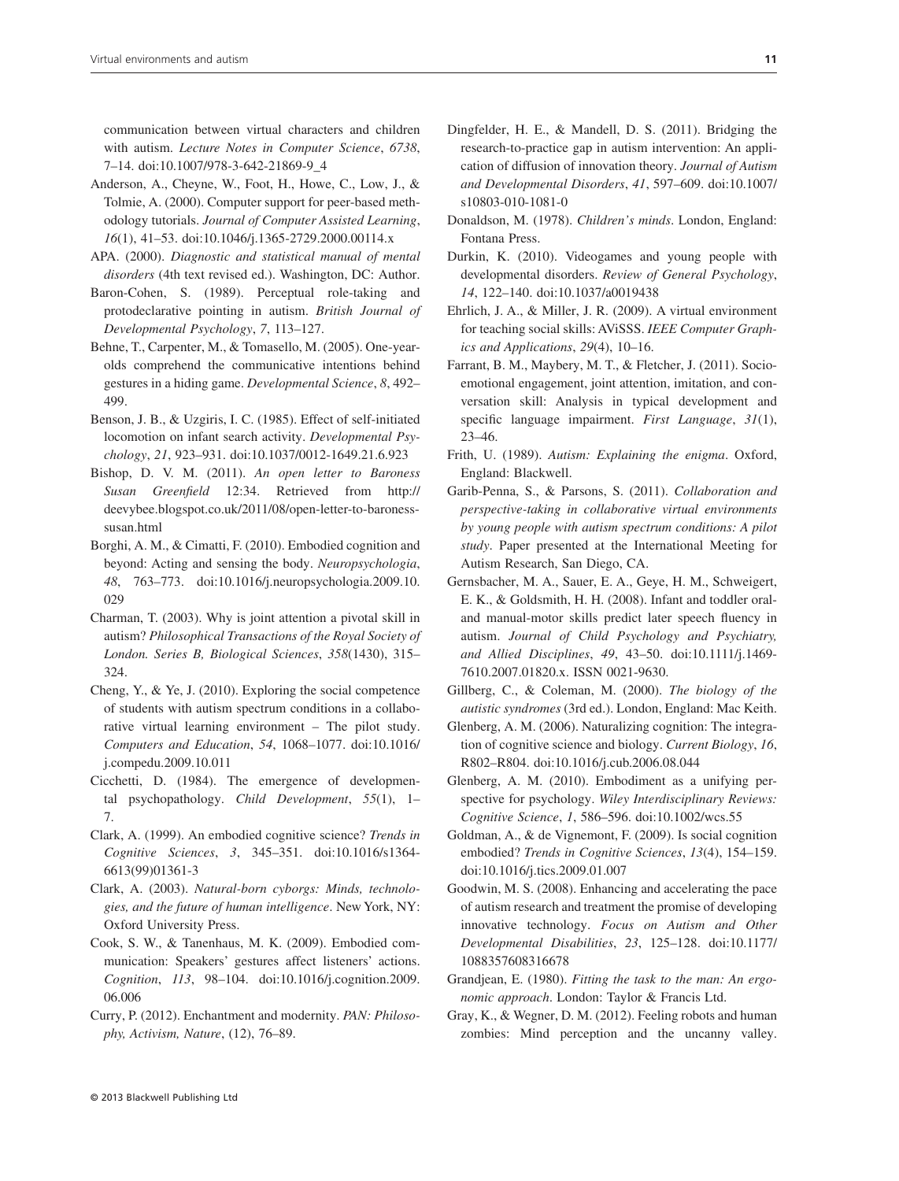communication between virtual characters and children with autism. *Lecture Notes in Computer Science*, *6738*, 7–14. doi:10.1007/978-3-642-21869-9_4

Anderson, A., Cheyne, W., Foot, H., Howe, C., Low, J., & Tolmie, A. (2000). Computer support for peer-based methodology tutorials. *Journal of Computer Assisted Learning*, *16*(1), 41–53. doi:10.1046/j.1365-2729.2000.00114.x

APA. (2000). *Diagnostic and statistical manual of mental disorders* (4th text revised ed.). Washington, DC: Author.

Baron-Cohen, S. (1989). Perceptual role-taking and protodeclarative pointing in autism. *British Journal of Developmental Psychology*, *7*, 113–127.

Behne, T., Carpenter, M., & Tomasello, M. (2005). One-year-olds comprehend the communicative intentions behind gestures in a hiding game. *Developmental Science*, *8*, 492–499.

Benson, J. B., & Uzgiris, I. C. (1985). Effect of self-initiated locomotion on infant search activity. *Developmental Psychology*, *21*, 923–931. doi:10.1037/0012-1649.21.6.923

Bishop, D. V. M. (2011). *An open letter to Baroness Susan Greenfield* 12:34. Retrieved from http://deevybee.blogspot.co.uk/2011/08/open-letter-to-baroness-susan.html

Borghi, A. M., & Cimatti, F. (2010). Embodied cognition and beyond: Acting and sensing the body. *Neuropsychologia*, *48*, 763–773. doi:10.1016/j.neuropsychologia.2009.10.029

Charman, T. (2003). Why is joint attention a pivotal skill in autism? *Philosophical Transactions of the Royal Society of London. Series B, Biological Sciences*, *358*(1430), 315–324.

Cheng, Y., & Ye, J. (2010). Exploring the social competence of students with autism spectrum conditions in a collaborative virtual learning environment – The pilot study. *Computers and Education*, *54*, 1068–1077. doi:10.1016/j.compedu.2009.10.011

Cicchetti, D. (1984). The emergence of developmental psychopathology. *Child Development*, *55*(1), 1–7.

Clark, A. (1999). An embodied cognitive science? *Trends in Cognitive Sciences*, *3*, 345–351. doi:10.1016/s1364-6613(99)01361-3

Clark, A. (2003). *Natural-born cyborgs: Minds, technologies, and the future of human intelligence*. New York, NY: Oxford University Press.

Cook, S. W., & Tanenhaus, M. K. (2009). Embodied communication: Speakers' gestures affect listeners' actions. *Cognition*, *113*, 98–104. doi:10.1016/j.cognition.2009.06.006

Curry, P. (2012). Enchantment and modernity. *PAN: Philosophy, Activism, Nature*, (12), 76–89.

Dingfelder, H. E., & Mandell, D. S. (2011). Bridging the research-to-practice gap in autism intervention: An application of diffusion of innovation theory. *Journal of Autism and Developmental Disorders*, *41*, 597–609. doi:10.1007/s10803-010-1081-0

Donaldson, M. (1978). *Children's minds*. London, England: Fontana Press.

Durkin, K. (2010). Videogames and young people with developmental disorders. *Review of General Psychology*, *14*, 122–140. doi:10.1037/a0019438

Ehrlich, J. A., & Miller, J. R. (2009). A virtual environment for teaching social skills: AViSSS. *IEEE Computer Graphics and Applications*, *29*(4), 10–16.

Farrant, B. M., Maybery, M. T., & Fletcher, J. (2011). Socio-emotional engagement, joint attention, imitation, and conversation skill: Analysis in typical development and specific language impairment. *First Language*, *31*(1), 23–46.

Frith, U. (1989). *Autism: Explaining the enigma*. Oxford, England: Blackwell.

Garib-Penna, S., & Parsons, S. (2011). *Collaboration and perspective-taking in collaborative virtual environments by young people with autism spectrum conditions: A pilot study*. Paper presented at the International Meeting for Autism Research, San Diego, CA.

Gernsbacher, M. A., Sauer, E. A., Geye, H. M., Schweigert, E. K., & Goldsmith, H. H. (2008). Infant and toddler oral- and manual-motor skills predict later speech fluency in autism. *Journal of Child Psychology and Psychiatry, and Allied Disciplines*, *49*, 43–50. doi:10.1111/j.1469-7610.2007.01820.x. ISSN 0021-9630.

Gillberg, C., & Coleman, M. (2000). *The biology of the autistic syndromes* (3rd ed.). London, England: Mac Keith.

Glenberg, A. M. (2006). Naturalizing cognition: The integration of cognitive science and biology. *Current Biology*, *16*, R802–R804. doi:10.1016/j.cub.2006.08.044

Glenberg, A. M. (2010). Embodiment as a unifying perspective for psychology. *Wiley Interdisciplinary Reviews: Cognitive Science*, *1*, 586–596. doi:10.1002/wcs.55

Goldman, A., & de Vignemont, F. (2009). Is social cognition embodied? *Trends in Cognitive Sciences*, *13*(4), 154–159. doi:10.1016/j.tics.2009.01.007

Goodwin, M. S. (2008). Enhancing and accelerating the pace of autism research and treatment the promise of developing innovative technology. *Focus on Autism and Other Developmental Disabilities*, *23*, 125–128. doi:10.1177/1088357608316678

Grandjean, E. (1980). *Fitting the task to the man: An ergonomic approach*. London: Taylor & Francis Ltd.

Gray, K., & Wegner, D. M. (2012). Feeling robots and human zombies: Mind perception and the uncanny valley.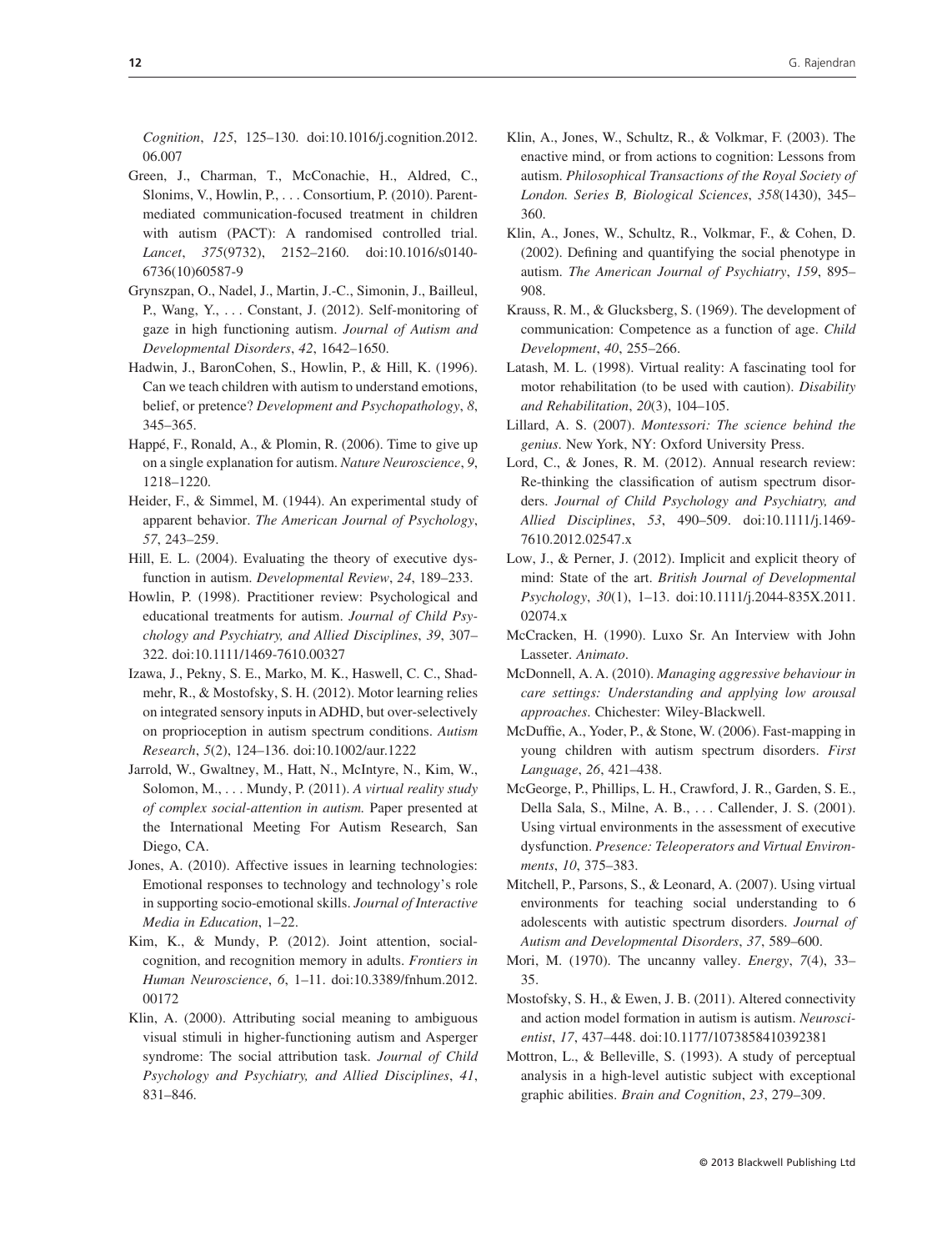*Cognition*, *125*, 125–130. doi:10.1016/j.cognition.2012.06.007

Green, J., Charman, T., McConachie, H., Aldred, C., Slonims, V., Howlin, P., . . . Consortium, P. (2010). Parent-mediated communication-focused treatment in children with autism (PACT): A randomised controlled trial. *Lancet*, *375*(9732), 2152–2160. doi:10.1016/s0140-6736(10)60587-9

Grynszpan, O., Nadel, J., Martin, J.-C., Simonin, J., Bailleul, P., Wang, Y., . . . Constant, J. (2012). Self-monitoring of gaze in high functioning autism. *Journal of Autism and Developmental Disorders*, *42*, 1642–1650.

Hadwin, J., BaronCohen, S., Howlin, P., & Hill, K. (1996). Can we teach children with autism to understand emotions, belief, or pretence? *Development and Psychopathology*, *8*, 345–365.

Happé, F., Ronald, A., & Plomin, R. (2006). Time to give up on a single explanation for autism. *Nature Neuroscience*, *9*, 1218–1220.

Heider, F., & Simmel, M. (1944). An experimental study of apparent behavior. *The American Journal of Psychology*, *57*, 243–259.

Hill, E. L. (2004). Evaluating the theory of executive dysfunction in autism. *Developmental Review*, *24*, 189–233.

Howlin, P. (1998). Practitioner review: Psychological and educational treatments for autism. *Journal of Child Psychology and Psychiatry, and Allied Disciplines*, *39*, 307–322. doi:10.1111/1469-7610.00327

Izawa, J., Pekny, S. E., Marko, M. K., Haswell, C. C., Shadmehr, R., & Mostofsky, S. H. (2012). Motor learning relies on integrated sensory inputs in ADHD, but over-selectively on proprioception in autism spectrum conditions. *Autism Research*, *5*(2), 124–136. doi:10.1002/aur.1222

Jarrold, W., Gwaltney, M., Hatt, N., McIntyre, N., Kim, W., Solomon, M., . . . Mundy, P. (2011). *A virtual reality study of complex social-attention in autism.* Paper presented at the International Meeting For Autism Research, San Diego, CA.

Jones, A. (2010). Affective issues in learning technologies: Emotional responses to technology and technology's role in supporting socio-emotional skills. *Journal of Interactive Media in Education*, 1–22.

Kim, K., & Mundy, P. (2012). Joint attention, social-cognition, and recognition memory in adults. *Frontiers in Human Neuroscience*, *6*, 1–11. doi:10.3389/fnhum.2012.00172

Klin, A. (2000). Attributing social meaning to ambiguous visual stimuli in higher-functioning autism and Asperger syndrome: The social attribution task. *Journal of Child Psychology and Psychiatry, and Allied Disciplines*, *41*, 831–846.

Klin, A., Jones, W., Schultz, R., & Volkmar, F. (2003). The enactive mind, or from actions to cognition: Lessons from autism. *Philosophical Transactions of the Royal Society of London. Series B, Biological Sciences*, *358*(1430), 345–360.

Klin, A., Jones, W., Schultz, R., Volkmar, F., & Cohen, D. (2002). Defining and quantifying the social phenotype in autism. *The American Journal of Psychiatry*, *159*, 895–908.

Krauss, R. M., & Glucksberg, S. (1969). The development of communication: Competence as a function of age. *Child Development*, *40*, 255–266.

Latash, M. L. (1998). Virtual reality: A fascinating tool for motor rehabilitation (to be used with caution). *Disability and Rehabilitation*, *20*(3), 104–105.

Lillard, A. S. (2007). *Montessori: The science behind the genius*. New York, NY: Oxford University Press.

Lord, C., & Jones, R. M. (2012). Annual research review: Re-thinking the classification of autism spectrum disorders. *Journal of Child Psychology and Psychiatry, and Allied Disciplines*, *53*, 490–509. doi:10.1111/j.1469-7610.2012.02547.x

Low, J., & Perner, J. (2012). Implicit and explicit theory of mind: State of the art. *British Journal of Developmental Psychology*, *30*(1), 1–13. doi:10.1111/j.2044-835X.2011.02074.x

McCracken, H. (1990). Luxo Sr. An Interview with John Lasseter. *Animato*.

McDonnell, A. A. (2010). *Managing aggressive behaviour in care settings: Understanding and applying low arousal approaches*. Chichester: Wiley-Blackwell.

McDuffie, A., Yoder, P., & Stone, W. (2006). Fast-mapping in young children with autism spectrum disorders. *First Language*, *26*, 421–438.

McGeorge, P., Phillips, L. H., Crawford, J. R., Garden, S. E., Della Sala, S., Milne, A. B., . . . Callender, J. S. (2001). Using virtual environments in the assessment of executive dysfunction. *Presence: Teleoperators and Virtual Environments*, *10*, 375–383.

Mitchell, P., Parsons, S., & Leonard, A. (2007). Using virtual environments for teaching social understanding to 6 adolescents with autistic spectrum disorders. *Journal of Autism and Developmental Disorders*, *37*, 589–600.

Mori, M. (1970). The uncanny valley. *Energy*, *7*(4), 33–35.

Mostofsky, S. H., & Ewen, J. B. (2011). Altered connectivity and action model formation in autism is autism. *Neuroscientist*, *17*, 437–448. doi:10.1177/1073858410392381

Mottron, L., & Belleville, S. (1993). A study of perceptual analysis in a high-level autistic subject with exceptional graphic abilities. *Brain and Cognition*, *23*, 279–309.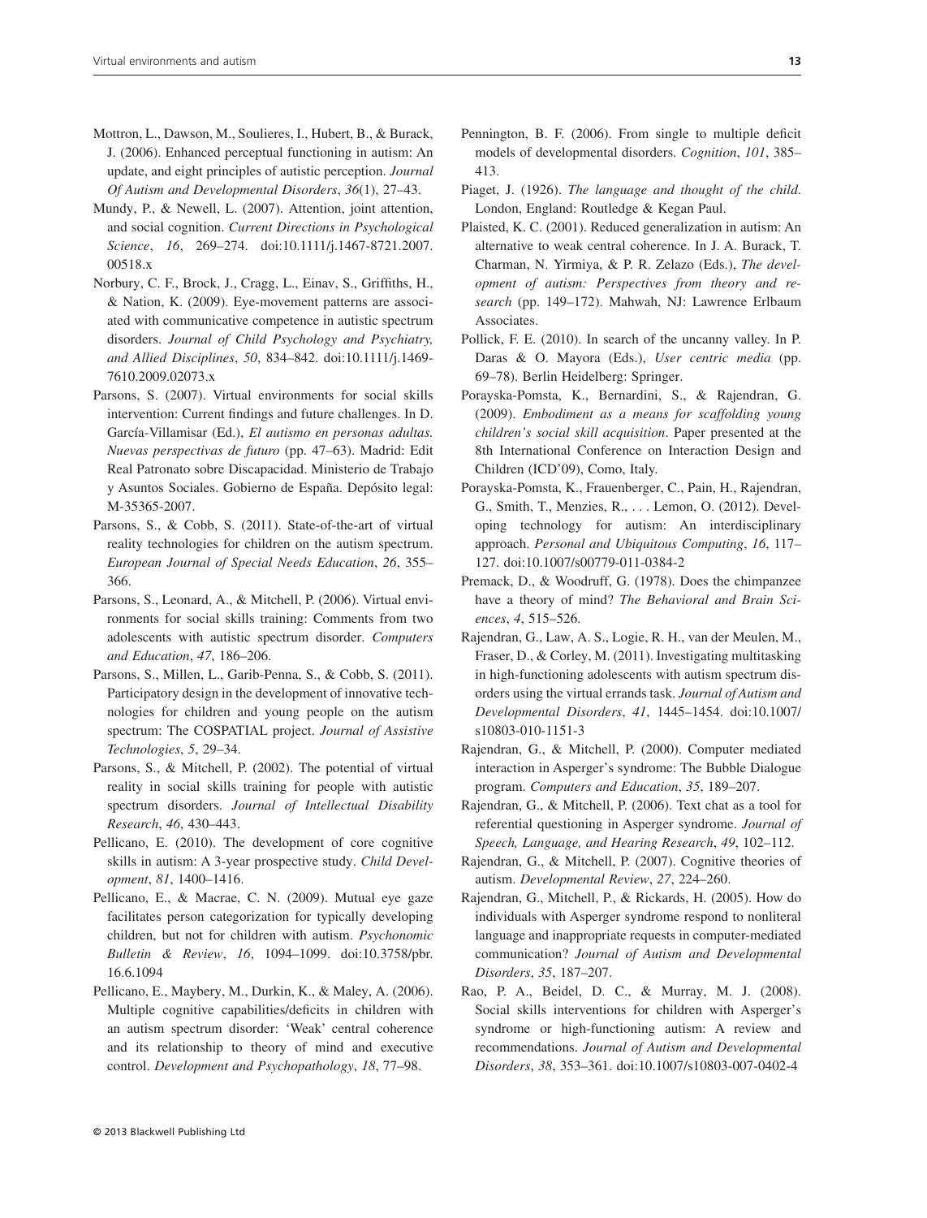Mottron, L., Dawson, M., Soulieres, I., Hubert, B., & Burack, J. (2006). Enhanced perceptual functioning in autism: An update, and eight principles of autistic perception. *Journal Of Autism and Developmental Disorders*, *36*(1), 27–43.

Mundy, P., & Newell, L. (2007). Attention, joint attention, and social cognition. *Current Directions in Psychological Science*, *16*, 269–274. doi:10.1111/j.1467-8721.2007.00518.x

Norbury, C. F., Brock, J., Cragg, L., Einav, S., Griffiths, H., & Nation, K. (2009). Eye-movement patterns are associated with communicative competence in autistic spectrum disorders. *Journal of Child Psychology and Psychiatry, and Allied Disciplines*, *50*, 834–842. doi:10.1111/j.1469-7610.2009.02073.x

Parsons, S. (2007). Virtual environments for social skills intervention: Current findings and future challenges. In D. García-Villamisar (Ed.), *El autismo en personas adultas. Nuevas perspectivas de futuro* (pp. 47–63). Madrid: Edit Real Patronato sobre Discapacidad. Ministerio de Trabajo y Asuntos Sociales. Gobierno de España. Depósito legal: M-35365-2007.

Parsons, S., & Cobb, S. (2011). State-of-the-art of virtual reality technologies for children on the autism spectrum. *European Journal of Special Needs Education*, *26*, 355–366.

Parsons, S., Leonard, A., & Mitchell, P. (2006). Virtual environments for social skills training: Comments from two adolescents with autistic spectrum disorder. *Computers and Education*, *47*, 186–206.

Parsons, S., Millen, L., Garib-Penna, S., & Cobb, S. (2011). Participatory design in the development of innovative technologies for children and young people on the autism spectrum: The COSPATIAL project. *Journal of Assistive Technologies*, *5*, 29–34.

Parsons, S., & Mitchell, P. (2002). The potential of virtual reality in social skills training for people with autistic spectrum disorders. *Journal of Intellectual Disability Research*, *46*, 430–443.

Pellicano, E. (2010). The development of core cognitive skills in autism: A 3-year prospective study. *Child Development*, *81*, 1400–1416.

Pellicano, E., & Macrae, C. N. (2009). Mutual eye gaze facilitates person categorization for typically developing children, but not for children with autism. *Psychonomic Bulletin & Review*, *16*, 1094–1099. doi:10.3758/pbr.16.6.1094

Pellicano, E., Maybery, M., Durkin, K., & Maley, A. (2006). Multiple cognitive capabilities/deficits in children with an autism spectrum disorder: 'Weak' central coherence and its relationship to theory of mind and executive control. *Development and Psychopathology*, *18*, 77–98.

Pennington, B. F. (2006). From single to multiple deficit models of developmental disorders. *Cognition*, *101*, 385–413.

Piaget, J. (1926). *The language and thought of the child*. London, England: Routledge & Kegan Paul.

Plaisted, K. C. (2001). Reduced generalization in autism: An alternative to weak central coherence. In J. A. Burack, T. Charman, N. Yirmiya, & P. R. Zelazo (Eds.), *The development of autism: Perspectives from theory and research* (pp. 149–172). Mahwah, NJ: Lawrence Erlbaum Associates.

Pollick, F. E. (2010). In search of the uncanny valley. In P. Daras & O. Mayora (Eds.), *User centric media* (pp. 69–78). Berlin Heidelberg: Springer.

Porayska-Pomsta, K., Bernardini, S., & Rajendran, G. (2009). *Embodiment as a means for scaffolding young children's social skill acquisition*. Paper presented at the 8th International Conference on Interaction Design and Children (ICD'09), Como, Italy.

Porayska-Pomsta, K., Frauenberger, C., Pain, H., Rajendran, G., Smith, T., Menzies, R., . . . Lemon, O. (2012). Developing technology for autism: An interdisciplinary approach. *Personal and Ubiquitous Computing*, *16*, 117–127. doi:10.1007/s00779-011-0384-2

Premack, D., & Woodruff, G. (1978). Does the chimpanzee have a theory of mind? *The Behavioral and Brain Sciences*, *4*, 515–526.

Rajendran, G., Law, A. S., Logie, R. H., van der Meulen, M., Fraser, D., & Corley, M. (2011). Investigating multitasking in high-functioning adolescents with autism spectrum disorders using the virtual errands task. *Journal of Autism and Developmental Disorders*, *41*, 1445–1454. doi:10.1007/s10803-010-1151-3

Rajendran, G., & Mitchell, P. (2000). Computer mediated interaction in Asperger's syndrome: The Bubble Dialogue program. *Computers and Education*, *35*, 189–207.

Rajendran, G., & Mitchell, P. (2006). Text chat as a tool for referential questioning in Asperger syndrome. *Journal of Speech, Language, and Hearing Research*, *49*, 102–112.

Rajendran, G., & Mitchell, P. (2007). Cognitive theories of autism. *Developmental Review*, *27*, 224–260.

Rajendran, G., Mitchell, P., & Rickards, H. (2005). How do individuals with Asperger syndrome respond to nonliteral language and inappropriate requests in computer-mediated communication? *Journal of Autism and Developmental Disorders*, *35*, 187–207.

Rao, P. A., Beidel, D. C., & Murray, M. J. (2008). Social skills interventions for children with Asperger's syndrome or high-functioning autism: A review and recommendations. *Journal of Autism and Developmental Disorders*, *38*, 353–361. doi:10.1007/s10803-007-0402-4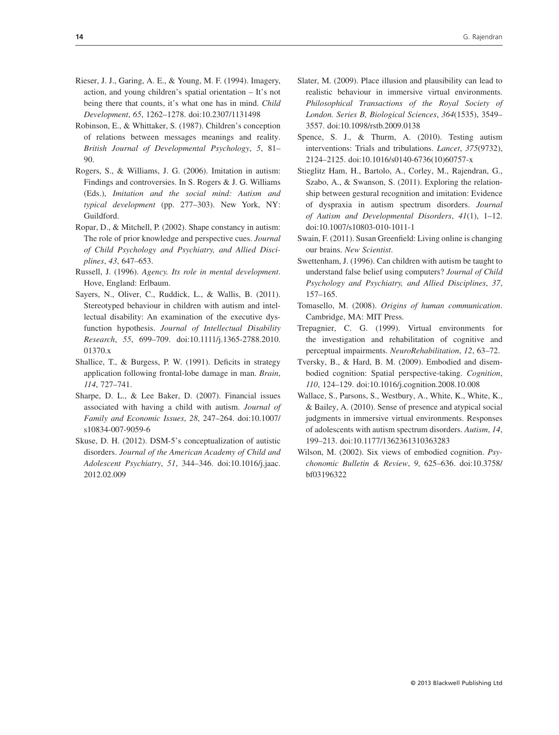Rieser, J. J., Garing, A. E., & Young, M. F. (1994). Imagery, action, and young children's spatial orientation – It's not being there that counts, it's what one has in mind. *Child Development*, *65*, 1262–1278. doi:10.2307/1131498

Robinson, E., & Whittaker, S. (1987). Children's conception of relations between messages meanings and reality. *British Journal of Developmental Psychology*, *5*, 81–90.

Rogers, S., & Williams, J. G. (2006). Imitation in autism: Findings and controversies. In S. Rogers & J. G. Williams (Eds.), *Imitation and the social mind: Autism and typical development* (pp. 277–303). New York, NY: Guildford.

Ropar, D., & Mitchell, P. (2002). Shape constancy in autism: The role of prior knowledge and perspective cues. *Journal of Child Psychology and Psychiatry, and Allied Disciplines*, *43*, 647–653.

Russell, J. (1996). *Agency. Its role in mental development*. Hove, England: Erlbaum.

Sayers, N., Oliver, C., Ruddick, L., & Wallis, B. (2011). Stereotyped behaviour in children with autism and intellectual disability: An examination of the executive dysfunction hypothesis. *Journal of Intellectual Disability Research*, *55*, 699–709. doi:10.1111/j.1365-2788.2010.01370.x

Shallice, T., & Burgess, P. W. (1991). Deficits in strategy application following frontal-lobe damage in man. *Brain*, *114*, 727–741.

Sharpe, D. L., & Lee Baker, D. (2007). Financial issues associated with having a child with autism. *Journal of Family and Economic Issues*, *28*, 247–264. doi:10.1007/s10834-007-9059-6

Skuse, D. H. (2012). DSM-5's conceptualization of autistic disorders. *Journal of the American Academy of Child and Adolescent Psychiatry*, *51*, 344–346. doi:10.1016/j.jaac.2012.02.009

Slater, M. (2009). Place illusion and plausibility can lead to realistic behaviour in immersive virtual environments. *Philosophical Transactions of the Royal Society of London. Series B, Biological Sciences*, *364*(1535), 3549–3557. doi:10.1098/rstb.2009.0138

Spence, S. J., & Thurm, A. (2010). Testing autism interventions: Trials and tribulations. *Lancet*, *375*(9732), 2124–2125. doi:10.1016/s0140-6736(10)60757-x

Stieglitz Ham, H., Bartolo, A., Corley, M., Rajendran, G., Szabo, A., & Swanson, S. (2011). Exploring the relationship between gestural recognition and imitation: Evidence of dyspraxia in autism spectrum disorders. *Journal of Autism and Developmental Disorders*, *41*(1), 1–12. doi:10.1007/s10803-010-1011-1

Swain, F. (2011). Susan Greenfield: Living online is changing our brains. *New Scientist*.

Swettenham, J. (1996). Can children with autism be taught to understand false belief using computers? *Journal of Child Psychology and Psychiatry, and Allied Disciplines*, *37*, 157–165.

Tomasello, M. (2008). *Origins of human communication*. Cambridge, MA: MIT Press.

Trepagnier, C. G. (1999). Virtual environments for the investigation and rehabilitation of cognitive and perceptual impairments. *NeuroRehabilitation*, *12*, 63–72.

Tversky, B., & Hard, B. M. (2009). Embodied and disembodied cognition: Spatial perspective-taking. *Cognition*, *110*, 124–129. doi:10.1016/j.cognition.2008.10.008

Wallace, S., Parsons, S., Westbury, A., White, K., White, K., & Bailey, A. (2010). Sense of presence and atypical social judgments in immersive virtual environments. Responses of adolescents with autism spectrum disorders. *Autism*, *14*, 199–213. doi:10.1177/1362361310363283

Wilson, M. (2002). Six views of embodied cognition. *Psychonomic Bulletin & Review*, *9*, 625–636. doi:10.3758/bf03196322